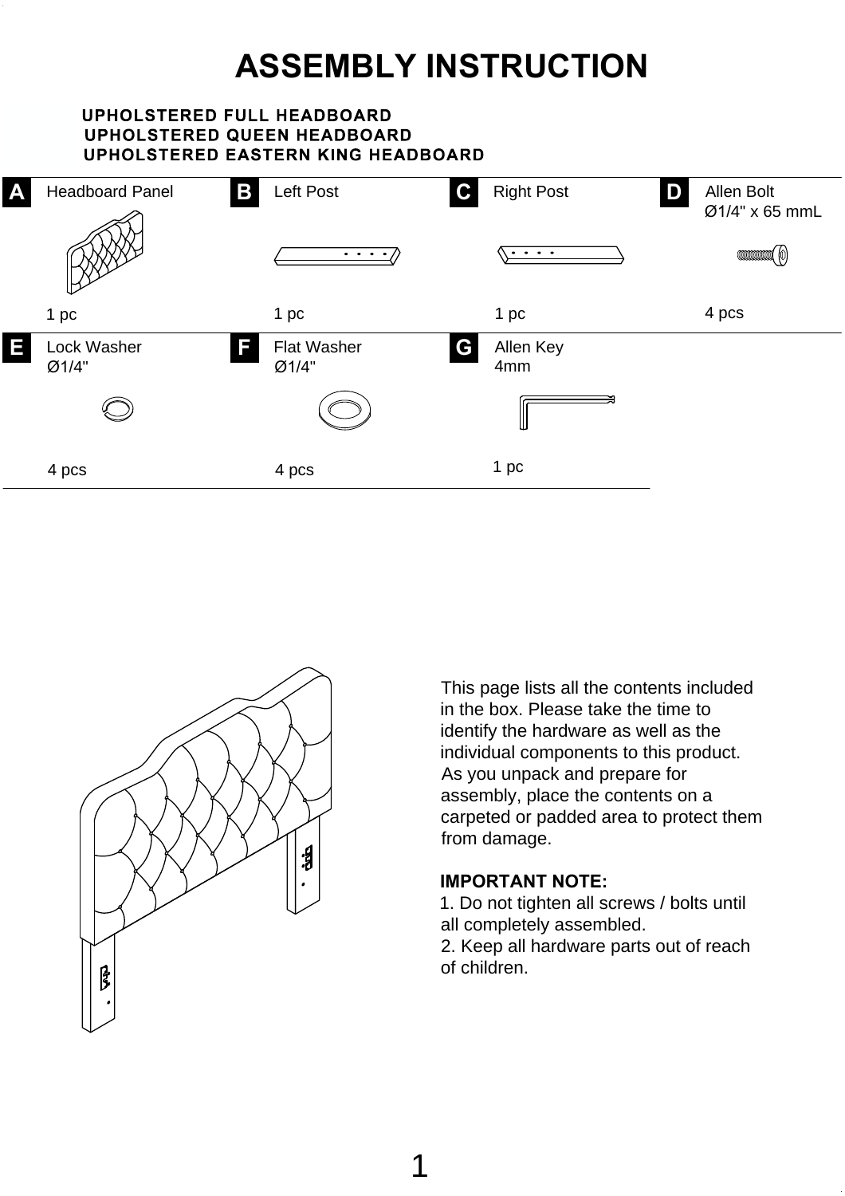# ASSEMBLY INSTRUCTION

**UPHOLSTERED FULL HEADBOARD**
**UPHOLSTERED QUEEN HEADBOARD**
**UPHOLSTERED EASTERN KING HEADBOARD**

| Part | Description | Size | Qty |
|---|---|---|---|
| A | Headboard Panel | | 1 pc |
| B | Left Post | | 1 pc |
| C | Right Post | | 1 pc |
| D | Allen Bolt | Ø1/4" x 65 mmL | 4 pcs |
| E | Lock Washer | Ø1/4" | 4 pcs |
| F | Flat Washer | Ø1/4" | 4 pcs |
| G | Allen Key | 4mm | 1 pc |

This page lists all the contents included in the box. Please take the time to identify the hardware as well as the individual components to this product. As you unpack and prepare for assembly, place the contents on a carpeted or padded area to protect them from damage.

**IMPORTANT NOTE:**

1. Do not tighten all screws / bolts until all completely assembled.
2. Keep all hardware parts out of reach of children.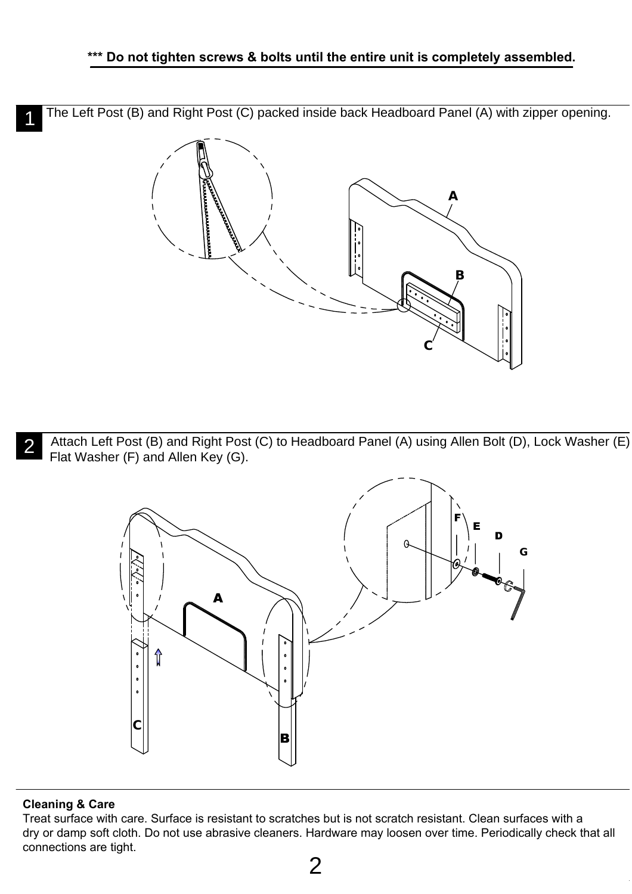***Do not tighten screws & bolts until the entire unit is completely assembled.**

**1** The Left Post (B) and Right Post (C) packed inside back Headboard Panel (A) with zipper opening.

**2** Attach Left Post (B) and Right Post (C) to Headboard Panel (A) using Allen Bolt (D), Lock Washer (E) Flat Washer (F) and Allen Key (G).

**Cleaning & Care**

Treat surface with care. Surface is resistant to scratches but is not scratch resistant. Clean surfaces with a dry or damp soft cloth. Do not use abrasive cleaners. Hardware may loosen over time. Periodically check that all connections are tight.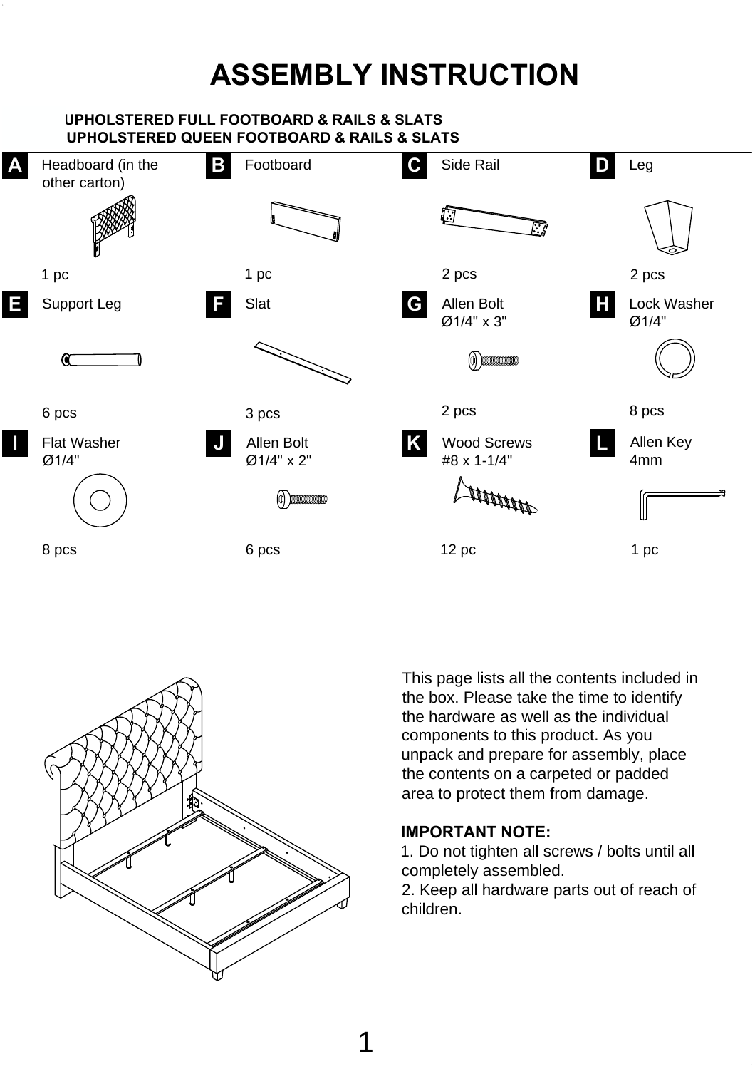# ASSEMBLY INSTRUCTION

**UPHOLSTERED FULL FOOTBOARD & RAILS & SLATS**
**UPHOLSTERED QUEEN FOOTBOARD & RAILS & SLATS**

| | Part | Qty |
|---|---|---|
| A | Headboard (in the other carton) | 1 pc |
| B | Footboard | 1 pc |
| C | Side Rail | 2 pcs |
| D | Leg | 2 pcs |
| E | Support Leg | 6 pcs |
| F | Slat | 3 pcs |
| G | Allen Bolt Ø1/4" x 3" | 2 pcs |
| H | Lock Washer Ø1/4" | 8 pcs |
| I | Flat Washer Ø1/4" | 8 pcs |
| J | Allen Bolt Ø1/4" x 2" | 6 pcs |
| K | Wood Screws #8 x 1-1/4" | 12 pc |
| L | Allen Key 4mm | 1 pc |

This page lists all the contents included in the box. Please take the time to identify the hardware as well as the individual components to this product. As you unpack and prepare for assembly, place the contents on a carpeted or padded area to protect them from damage.

**IMPORTANT NOTE:**
1. Do not tighten all screws / bolts until all completely assembled.
2. Keep all hardware parts out of reach of children.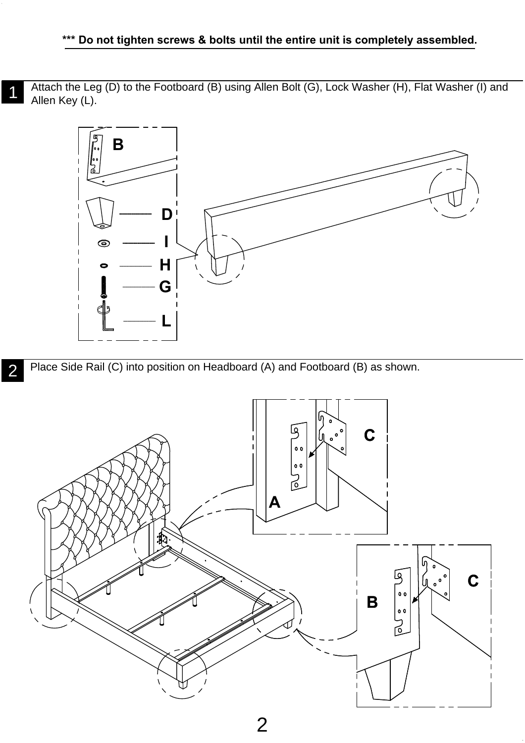***Do not tighten screws & bolts until the entire unit is completely assembled.**

**1** Attach the Leg (D) to the Footboard (B) using Allen Bolt (G), Lock Washer (H), Flat Washer (I) and Allen Key (L).

B

D

I

H

G

L

**2** Place Side Rail (C) into position on Headboard (A) and Footboard (B) as shown.

C

A

B

C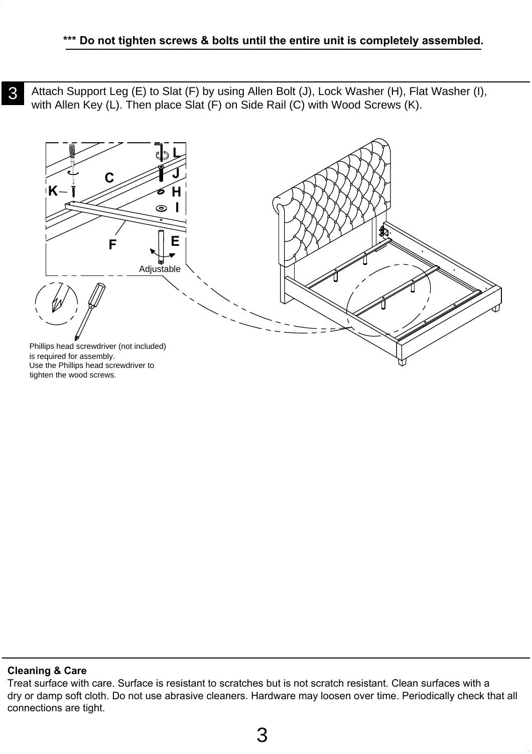**\*\*\* Do not tighten screws & bolts until the entire unit is completely assembled.**

**3** Attach Support Leg (E) to Slat (F) by using Allen Bolt (J), Lock Washer (H), Flat Washer (I), with Allen Key (L). Then place Slat (F) on Side Rail (C) with Wood Screws (K).

Adjustable

Phillips head screwdriver (not included) is required for assembly.
Use the Phillips head screwdriver to tighten the wood screws.

**Cleaning & Care**

Treat surface with care. Surface is resistant to scratches but is not scratch resistant. Clean surfaces with a dry or damp soft cloth. Do not use abrasive cleaners. Hardware may loosen over time. Periodically check that all connections are tight.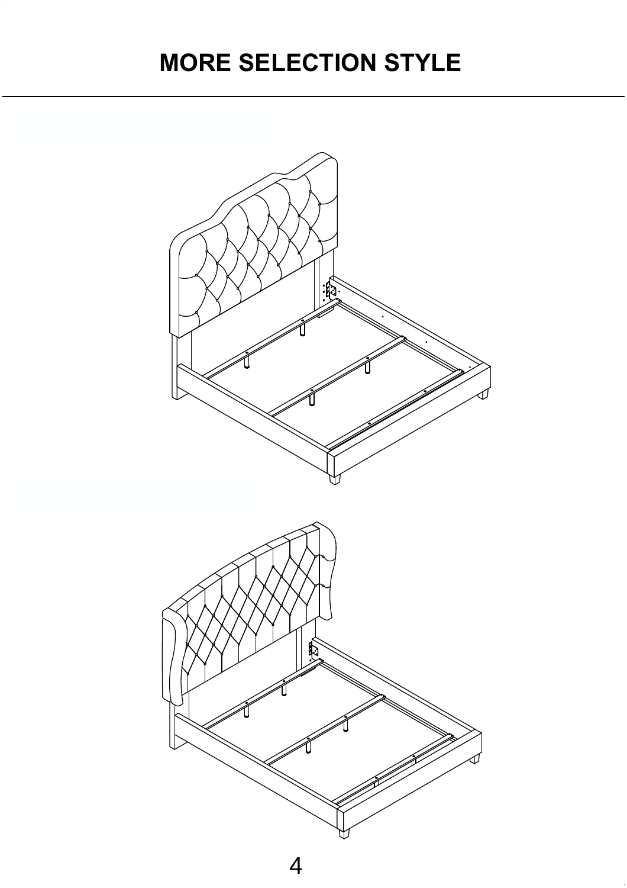# MORE SELECTION STYLE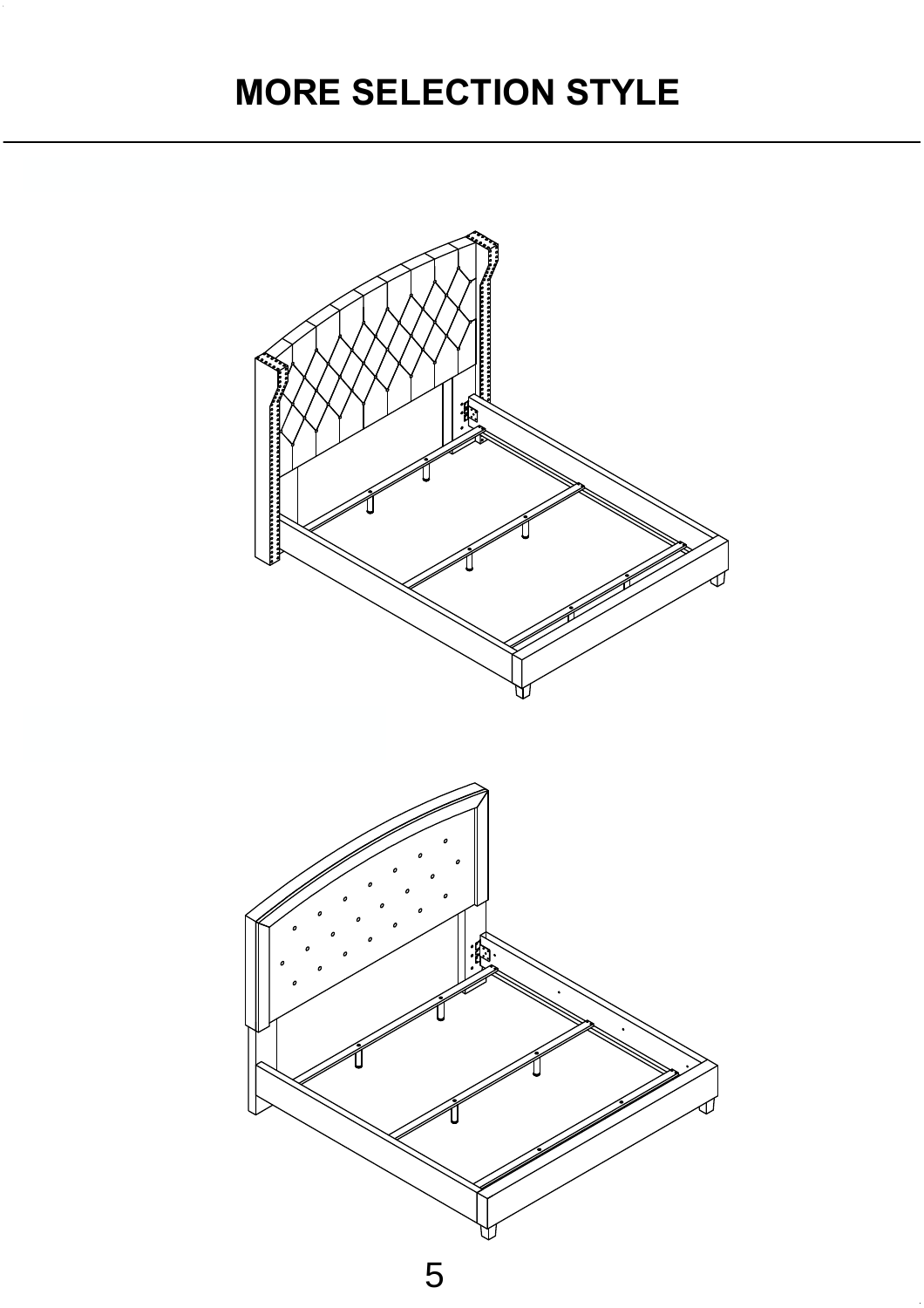# MORE SELECTION STYLE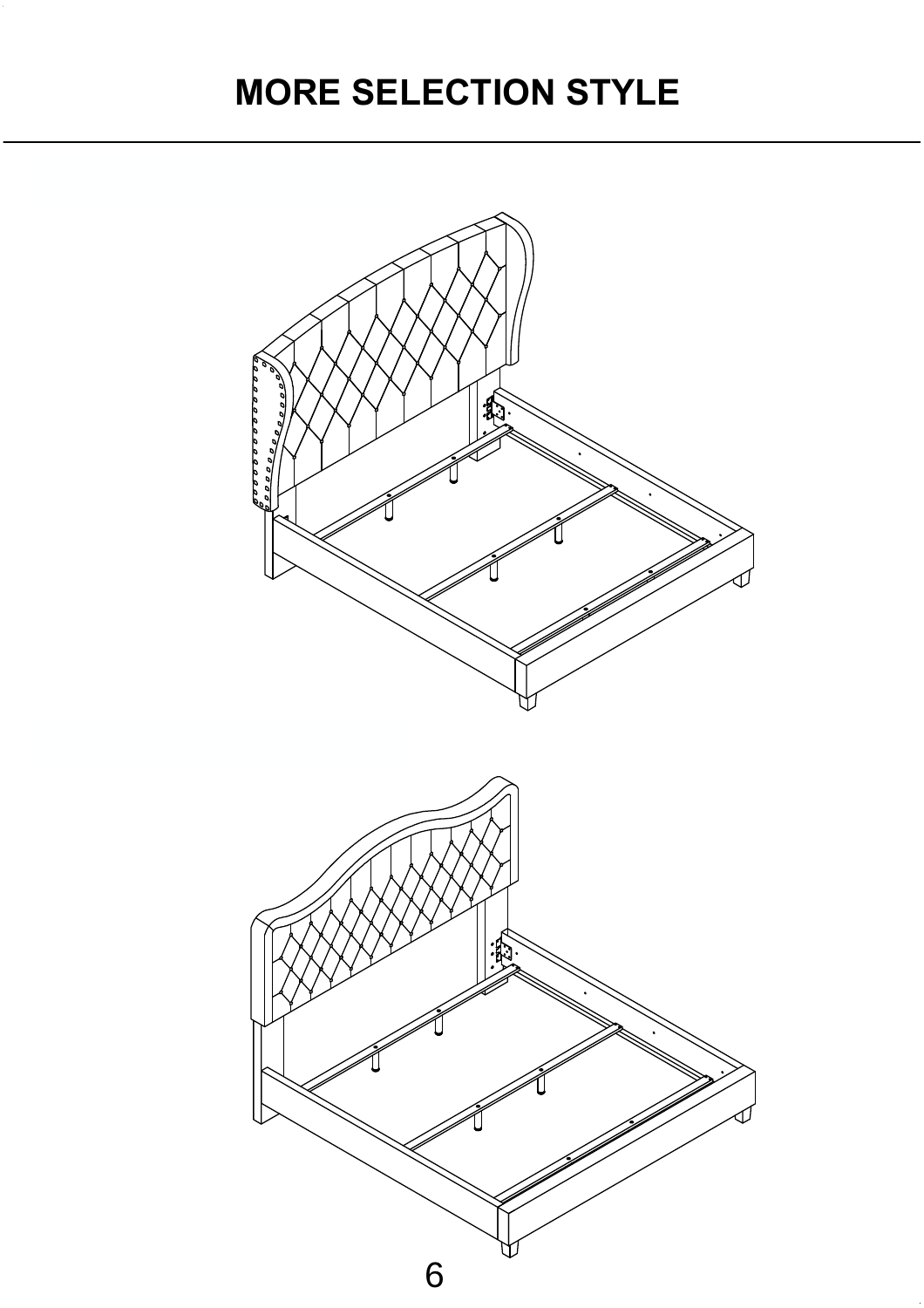# MORE SELECTION STYLE